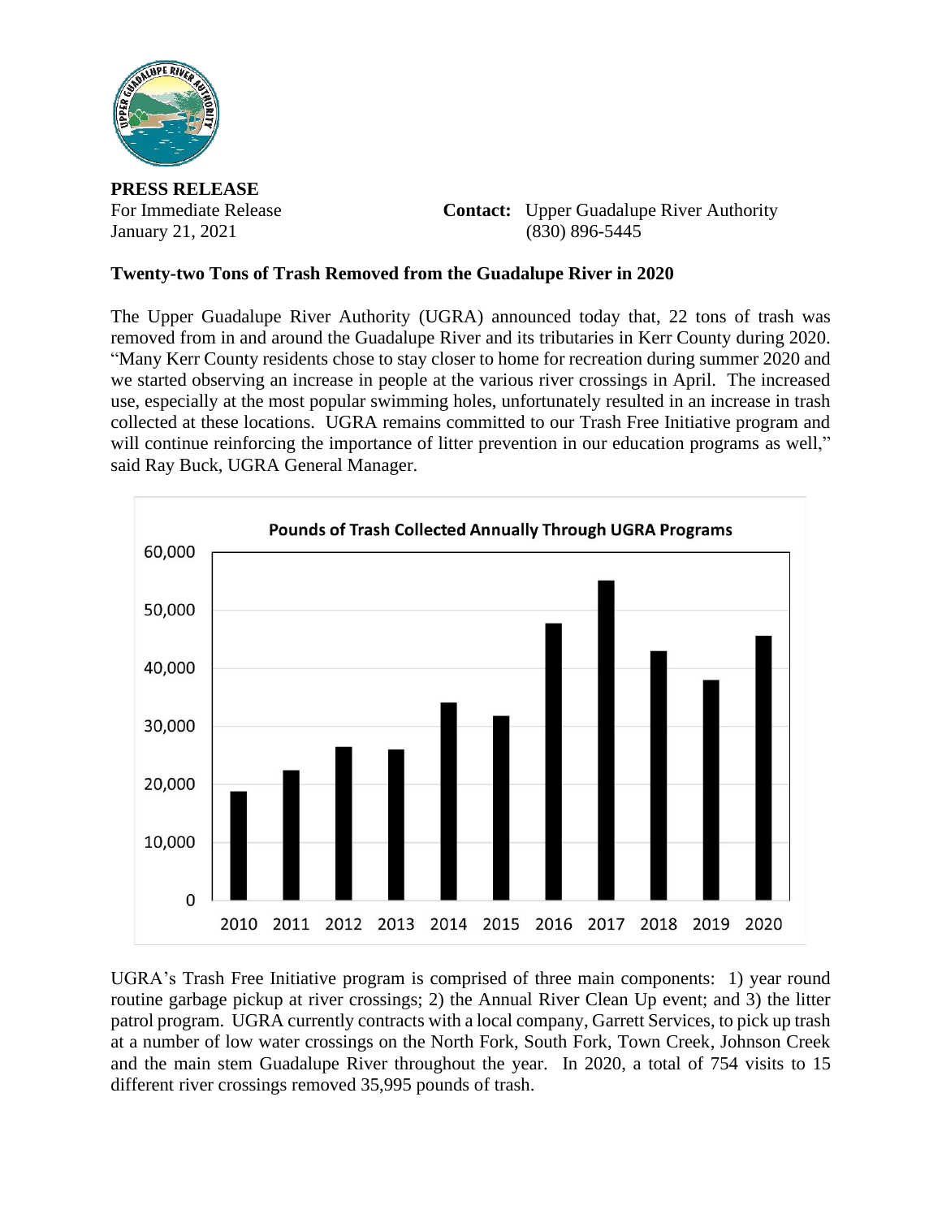**PRESS RELEASE**

For Immediate Release

January 21, 2021

**Contact:** Upper Guadalupe River Authority
(830) 896-5445

**Twenty-two Tons of Trash Removed from the Guadalupe River in 2020**

The Upper Guadalupe River Authority (UGRA) announced today that, 22 tons of trash was removed from in and around the Guadalupe River and its tributaries in Kerr County during 2020. "Many Kerr County residents chose to stay closer to home for recreation during summer 2020 and we started observing an increase in people at the various river crossings in April. The increased use, especially at the most popular swimming holes, unfortunately resulted in an increase in trash collected at these locations. UGRA remains committed to our Trash Free Initiative program and will continue reinforcing the importance of litter prevention in our education programs as well," said Ray Buck, UGRA General Manager.

UGRA's Trash Free Initiative program is comprised of three main components: 1) year round routine garbage pickup at river crossings; 2) the Annual River Clean Up event; and 3) the litter patrol program. UGRA currently contracts with a local company, Garrett Services, to pick up trash at a number of low water crossings on the North Fork, South Fork, Town Creek, Johnson Creek and the main stem Guadalupe River throughout the year. In 2020, a total of 754 visits to 15 different river crossings removed 35,995 pounds of trash.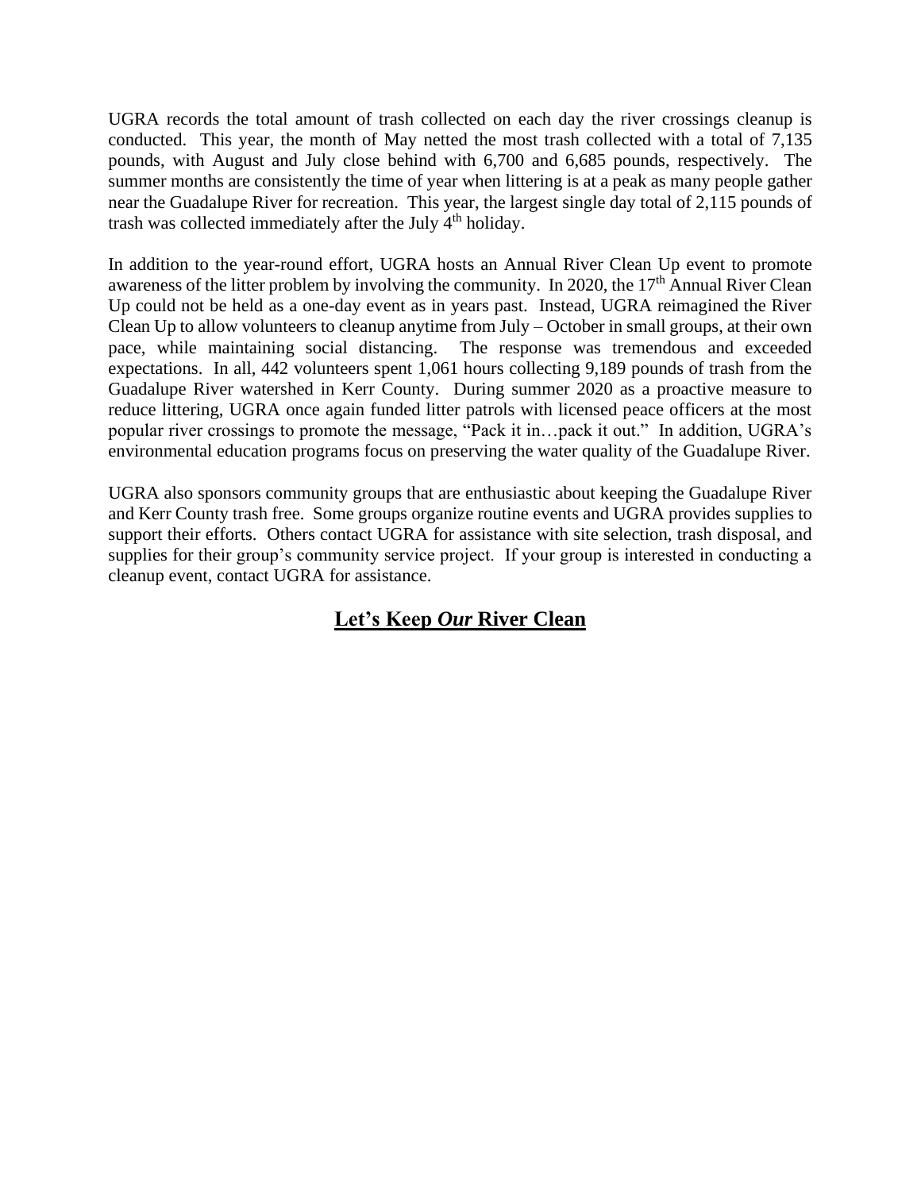UGRA records the total amount of trash collected on each day the river crossings cleanup is conducted. This year, the month of May netted the most trash collected with a total of 7,135 pounds, with August and July close behind with 6,700 and 6,685 pounds, respectively. The summer months are consistently the time of year when littering is at a peak as many people gather near the Guadalupe River for recreation. This year, the largest single day total of 2,115 pounds of trash was collected immediately after the July 4th holiday.

In addition to the year-round effort, UGRA hosts an Annual River Clean Up event to promote awareness of the litter problem by involving the community. In 2020, the 17th Annual River Clean Up could not be held as a one-day event as in years past. Instead, UGRA reimagined the River Clean Up to allow volunteers to cleanup anytime from July – October in small groups, at their own pace, while maintaining social distancing. The response was tremendous and exceeded expectations. In all, 442 volunteers spent 1,061 hours collecting 9,189 pounds of trash from the Guadalupe River watershed in Kerr County. During summer 2020 as a proactive measure to reduce littering, UGRA once again funded litter patrols with licensed peace officers at the most popular river crossings to promote the message, "Pack it in…pack it out." In addition, UGRA's environmental education programs focus on preserving the water quality of the Guadalupe River.

UGRA also sponsors community groups that are enthusiastic about keeping the Guadalupe River and Kerr County trash free. Some groups organize routine events and UGRA provides supplies to support their efforts. Others contact UGRA for assistance with site selection, trash disposal, and supplies for their group's community service project. If your group is interested in conducting a cleanup event, contact UGRA for assistance.

## **Let's Keep *Our* River Clean**